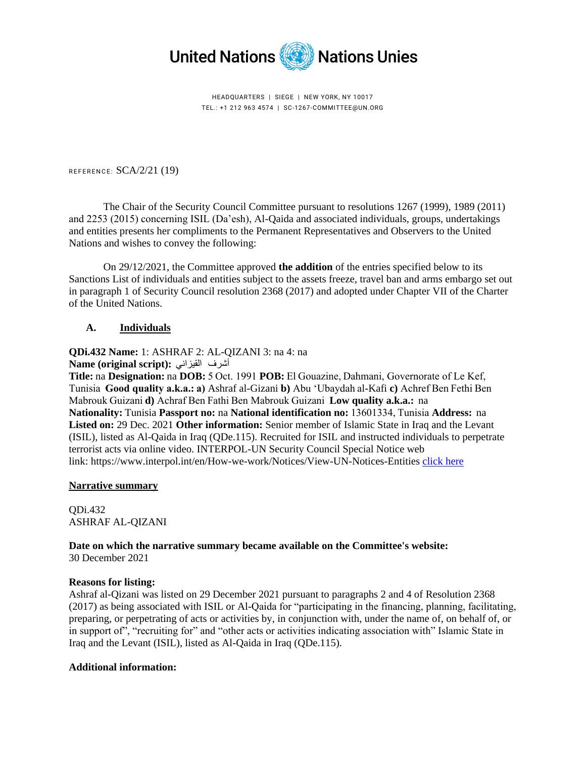United Nations Nations Unies

HEADQUARTERS | SIEGE | NEW YORK, NY 10017
TEL.: +1 212 963 4574 | SC-1267-COMMITTEE@UN.ORG

REFERENCE: SCA/2/21 (19)

The Chair of the Security Council Committee pursuant to resolutions 1267 (1999), 1989 (2011) and 2253 (2015) concerning ISIL (Da'esh), Al-Qaida and associated individuals, groups, undertakings and entities presents her compliments to the Permanent Representatives and Observers to the United Nations and wishes to convey the following:

On 29/12/2021, the Committee approved **the addition** of the entries specified below to its Sanctions List of individuals and entities subject to the assets freeze, travel ban and arms embargo set out in paragraph 1 of Security Council resolution 2368 (2017) and adopted under Chapter VII of the Charter of the United Nations.

## A. Individuals

**QDi.432 Name:** 1: ASHRAF 2: AL-QIZANI 3: na 4: na
**Name (original script):** أشرف القيزاني
**Title:** na **Designation:** na **DOB:** 5 Oct. 1991 **POB:** El Gouazine, Dahmani, Governorate of Le Kef, Tunisia **Good quality a.k.a.: a)** Ashraf al-Gizani **b)** Abu 'Ubaydah al-Kafi **c)** Achref Ben Fethi Ben Mabrouk Guizani **d)** Achraf Ben Fathi Ben Mabrouk Guizani **Low quality a.k.a.:** na
**Nationality:** Tunisia **Passport no:** na **National identification no:** 13601334, Tunisia **Address:** na
**Listed on:** 29 Dec. 2021 **Other information:** Senior member of Islamic State in Iraq and the Levant (ISIL), listed as Al-Qaida in Iraq (QDe.115). Recruited for ISIL and instructed individuals to perpetrate terrorist acts via online video. INTERPOL-UN Security Council Special Notice web link: https://www.interpol.int/en/How-we-work/Notices/View-UN-Notices-Entities click here

**Narrative summary**

QDi.432
ASHRAF AL-QIZANI

**Date on which the narrative summary became available on the Committee's website:**
30 December 2021

**Reasons for listing:**
Ashraf al-Qizani was listed on 29 December 2021 pursuant to paragraphs 2 and 4 of Resolution 2368 (2017) as being associated with ISIL or Al-Qaida for "participating in the financing, planning, facilitating, preparing, or perpetrating of acts or activities by, in conjunction with, under the name of, on behalf of, or in support of", "recruiting for" and "other acts or activities indicating association with" Islamic State in Iraq and the Levant (ISIL), listed as Al-Qaida in Iraq (QDe.115).

**Additional information:**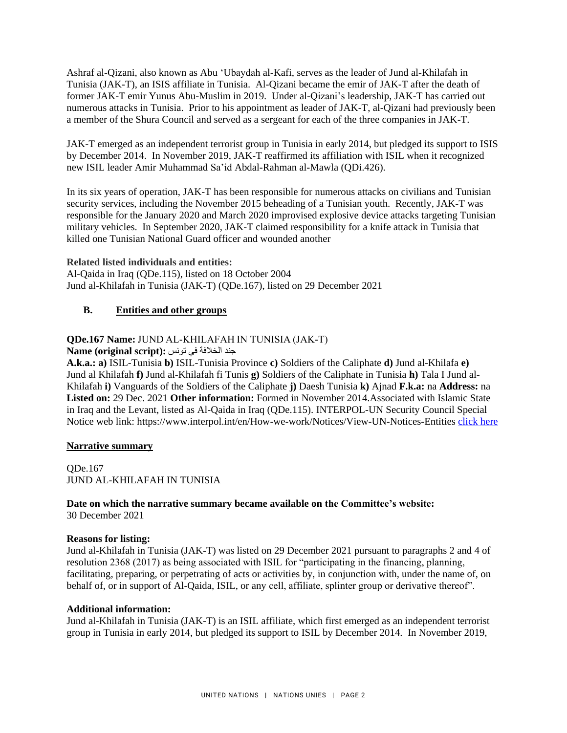Ashraf al-Qizani, also known as Abu 'Ubaydah al-Kafi, serves as the leader of Jund al-Khilafah in Tunisia (JAK-T), an ISIS affiliate in Tunisia. Al-Qizani became the emir of JAK-T after the death of former JAK-T emir Yunus Abu-Muslim in 2019. Under al-Qizani's leadership, JAK-T has carried out numerous attacks in Tunisia. Prior to his appointment as leader of JAK-T, al-Qizani had previously been a member of the Shura Council and served as a sergeant for each of the three companies in JAK-T.

JAK-T emerged as an independent terrorist group in Tunisia in early 2014, but pledged its support to ISIS by December 2014. In November 2019, JAK-T reaffirmed its affiliation with ISIL when it recognized new ISIL leader Amir Muhammad Sa'id Abdal-Rahman al-Mawla (QDi.426).

In its six years of operation, JAK-T has been responsible for numerous attacks on civilians and Tunisian security services, including the November 2015 beheading of a Tunisian youth. Recently, JAK-T was responsible for the January 2020 and March 2020 improvised explosive device attacks targeting Tunisian military vehicles. In September 2020, JAK-T claimed responsibility for a knife attack in Tunisia that killed one Tunisian National Guard officer and wounded another

**Related listed individuals and entities:**
Al-Qaida in Iraq (QDe.115), listed on 18 October 2004
Jund al-Khilafah in Tunisia (JAK-T) (QDe.167), listed on 29 December 2021

## B. Entities and other groups

**QDe.167 Name:** JUND AL-KHILAFAH IN TUNISIA (JAK-T)

**Name (original script):** جند الخلافة في تونس

**A.k.a.: a)** ISIL-Tunisia **b)** ISIL-Tunisia Province **c)** Soldiers of the Caliphate **d)** Jund al-Khilafa **e)** Jund al Khilafah **f)** Jund al-Khilafah fi Tunis **g)** Soldiers of the Caliphate in Tunisia **h)** Tala I Jund al-Khilafah **i)** Vanguards of the Soldiers of the Caliphate **j)** Daesh Tunisia **k)** Ajnad **F.k.a:** na **Address:** na **Listed on:** 29 Dec. 2021 **Other information:** Formed in November 2014.Associated with Islamic State in Iraq and the Levant, listed as Al-Qaida in Iraq (QDe.115). INTERPOL-UN Security Council Special Notice web link: https://www.interpol.int/en/How-we-work/Notices/View-UN-Notices-Entities click here

### Narrative summary

QDe.167
JUND AL-KHILAFAH IN TUNISIA

**Date on which the narrative summary became available on the Committee's website:**
30 December 2021

**Reasons for listing:**
Jund al-Khilafah in Tunisia (JAK-T) was listed on 29 December 2021 pursuant to paragraphs 2 and 4 of resolution 2368 (2017) as being associated with ISIL for "participating in the financing, planning, facilitating, preparing, or perpetrating of acts or activities by, in conjunction with, under the name of, on behalf of, or in support of Al-Qaida, ISIL, or any cell, affiliate, splinter group or derivative thereof".

**Additional information:**
Jund al-Khilafah in Tunisia (JAK-T) is an ISIL affiliate, which first emerged as an independent terrorist group in Tunisia in early 2014, but pledged its support to ISIL by December 2014. In November 2019,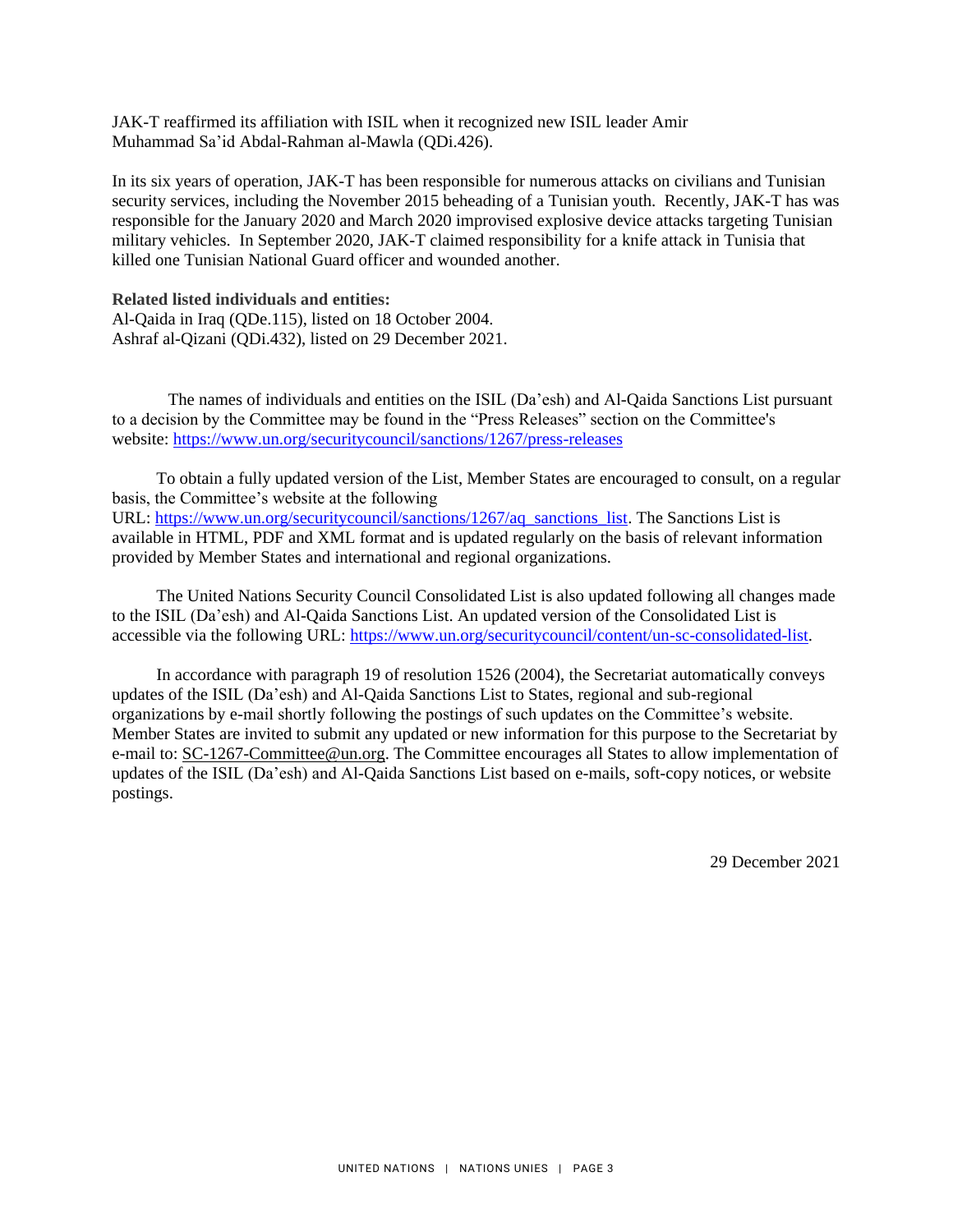JAK-T reaffirmed its affiliation with ISIL when it recognized new ISIL leader Amir Muhammad Sa'id Abdal-Rahman al-Mawla (QDi.426).

In its six years of operation, JAK-T has been responsible for numerous attacks on civilians and Tunisian security services, including the November 2015 beheading of a Tunisian youth. Recently, JAK-T has was responsible for the January 2020 and March 2020 improvised explosive device attacks targeting Tunisian military vehicles. In September 2020, JAK-T claimed responsibility for a knife attack in Tunisia that killed one Tunisian National Guard officer and wounded another.

**Related listed individuals and entities:**
Al-Qaida in Iraq (QDe.115), listed on 18 October 2004.
Ashraf al-Qizani (QDi.432), listed on 29 December 2021.

The names of individuals and entities on the ISIL (Da'esh) and Al-Qaida Sanctions List pursuant to a decision by the Committee may be found in the "Press Releases" section on the Committee's website: https://www.un.org/securitycouncil/sanctions/1267/press-releases

To obtain a fully updated version of the List, Member States are encouraged to consult, on a regular basis, the Committee's website at the following URL: https://www.un.org/securitycouncil/sanctions/1267/aq_sanctions_list. The Sanctions List is available in HTML, PDF and XML format and is updated regularly on the basis of relevant information provided by Member States and international and regional organizations.

The United Nations Security Council Consolidated List is also updated following all changes made to the ISIL (Da'esh) and Al-Qaida Sanctions List. An updated version of the Consolidated List is accessible via the following URL: https://www.un.org/securitycouncil/content/un-sc-consolidated-list.

In accordance with paragraph 19 of resolution 1526 (2004), the Secretariat automatically conveys updates of the ISIL (Da'esh) and Al-Qaida Sanctions List to States, regional and sub-regional organizations by e-mail shortly following the postings of such updates on the Committee's website. Member States are invited to submit any updated or new information for this purpose to the Secretariat by e-mail to: SC-1267-Committee@un.org. The Committee encourages all States to allow implementation of updates of the ISIL (Da'esh) and Al-Qaida Sanctions List based on e-mails, soft-copy notices, or website postings.

29 December 2021